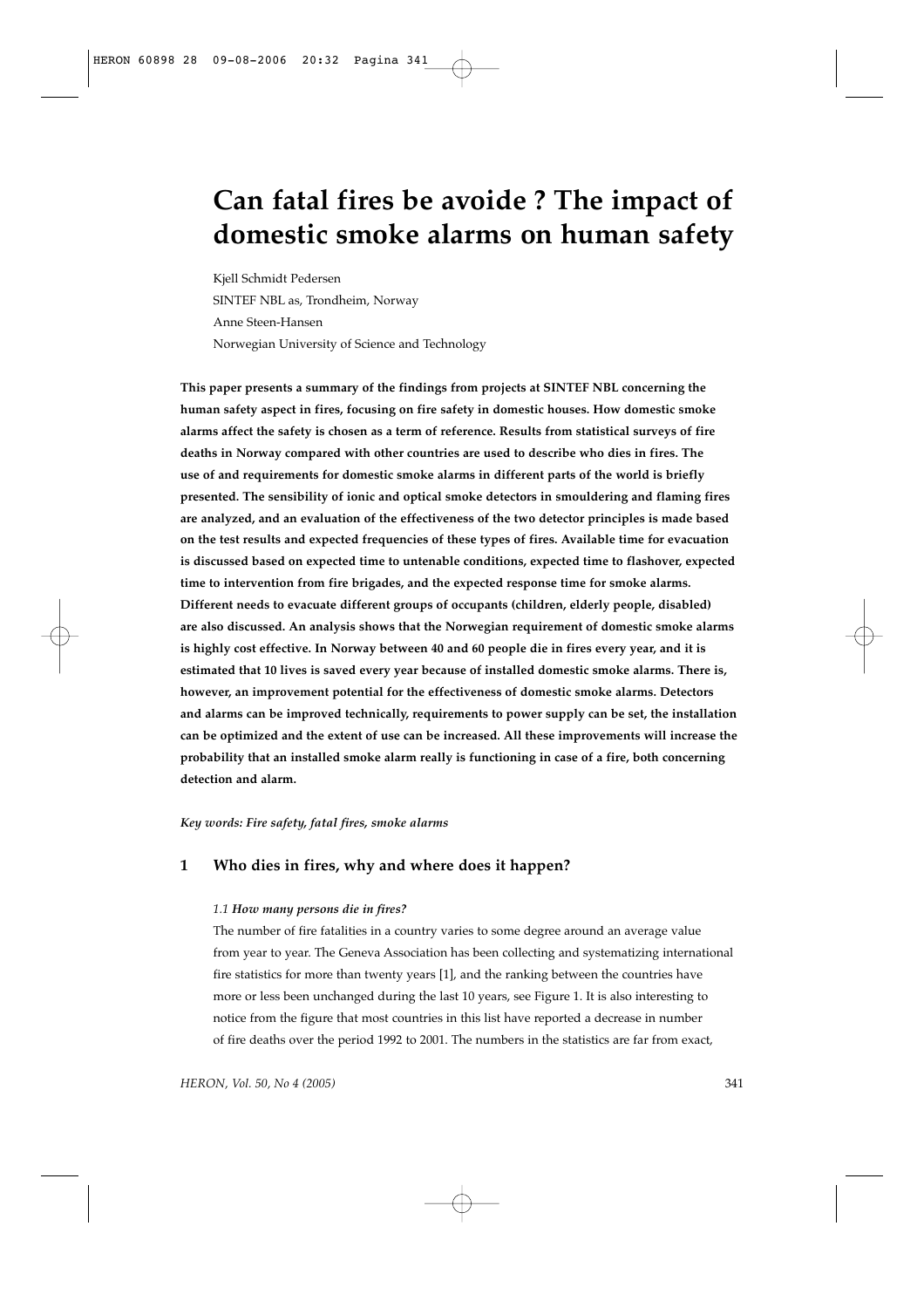# Can fatal fires be avoide ? The impact of domestic smoke alarms on human safety

Kjell Schmidt Pedersen

SINTEF NBL as, Trondheim, Norway

Anne Steen-Hansen

Norwegian University of Science and Technology

**This paper presents a summary of the findings from projects at SINTEF NBL concerning the human safety aspect in fires, focusing on fire safety in domestic houses. How domestic smoke alarms affect the safety is chosen as a term of reference. Results from statistical surveys of fire deaths in Norway compared with other countries are used to describe who dies in fires. The use of and requirements for domestic smoke alarms in different parts of the world is briefly presented. The sensibility of ionic and optical smoke detectors in smouldering and flaming fires are analyzed, and an evaluation of the effectiveness of the two detector principles is made based on the test results and expected frequencies of these types of fires. Available time for evacuation is discussed based on expected time to untenable conditions, expected time to flashover, expected time to intervention from fire brigades, and the expected response time for smoke alarms. Different needs to evacuate different groups of occupants (children, elderly people, disabled) are also discussed. An analysis shows that the Norwegian requirement of domestic smoke alarms is highly cost effective. In Norway between 40 and 60 people die in fires every year, and it is estimated that 10 lives is saved every year because of installed domestic smoke alarms. There is, however, an improvement potential for the effectiveness of domestic smoke alarms. Detectors and alarms can be improved technically, requirements to power supply can be set, the installation can be optimized and the extent of use can be increased. All these improvements will increase the probability that an installed smoke alarm really is functioning in case of a fire, both concerning detection and alarm.**

***Key words: Fire safety, fatal fires, smoke alarms***

## 1 Who dies in fires, why and where does it happen?

### *1.1 How many persons die in fires?*

The number of fire fatalities in a country varies to some degree around an average value from year to year. The Geneva Association has been collecting and systematizing international fire statistics for more than twenty years [1], and the ranking between the countries have more or less been unchanged during the last 10 years, see Figure 1. It is also interesting to notice from the figure that most countries in this list have reported a decrease in number of fire deaths over the period 1992 to 2001. The numbers in the statistics are far from exact,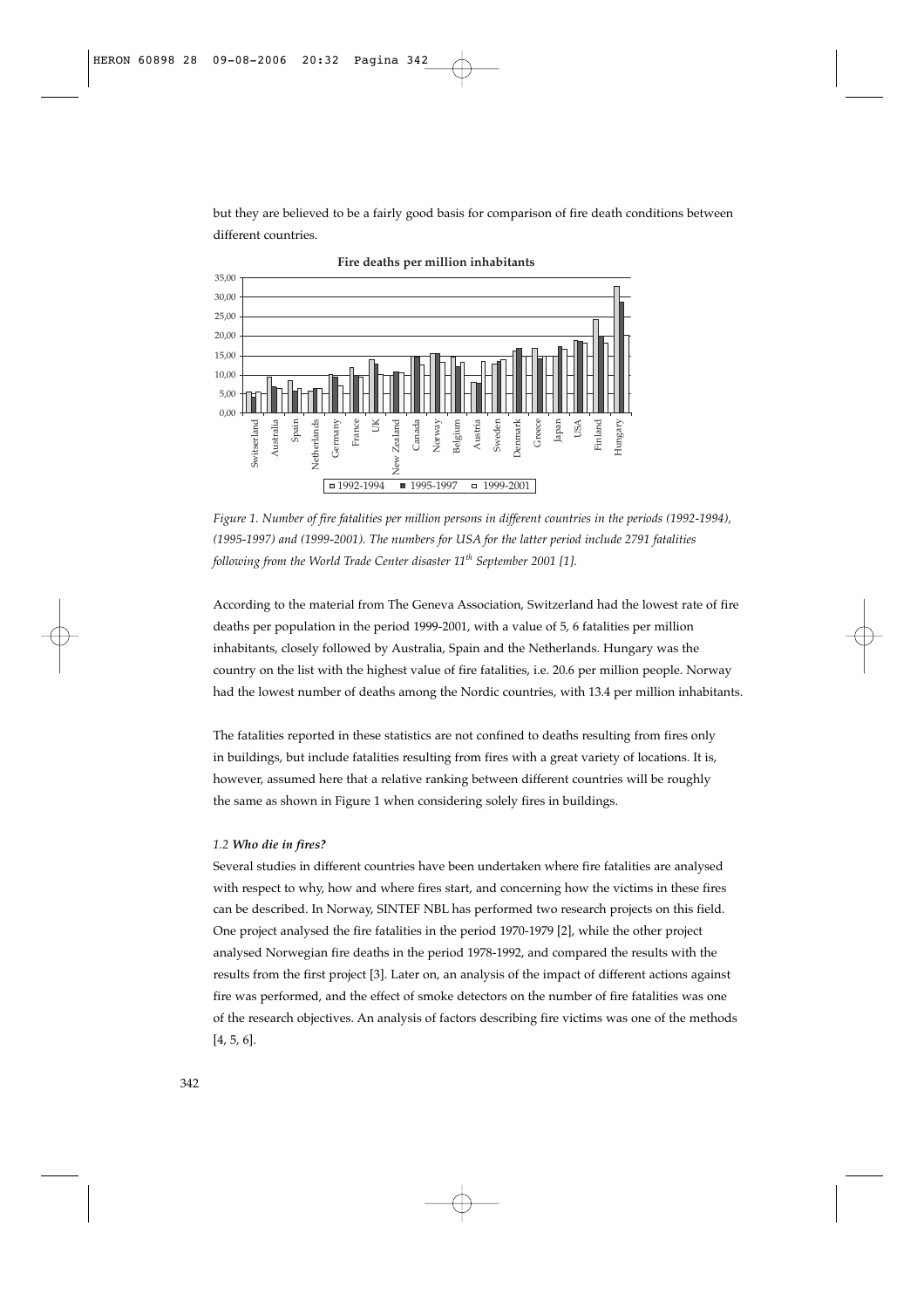but they are believed to be a fairly good basis for comparison of fire death conditions between different countries.

*Figure 1. Number of fire fatalities per million persons in different countries in the periods (1992-1994), (1995-1997) and (1999-2001). The numbers for USA for the latter period include 2791 fatalities following from the World Trade Center disaster 11th September 2001 [1].*

According to the material from The Geneva Association, Switzerland had the lowest rate of fire deaths per population in the period 1999-2001, with a value of 5, 6 fatalities per million inhabitants, closely followed by Australia, Spain and the Netherlands. Hungary was the country on the list with the highest value of fire fatalities, i.e. 20.6 per million people. Norway had the lowest number of deaths among the Nordic countries, with 13.4 per million inhabitants.

The fatalities reported in these statistics are not confined to deaths resulting from fires only in buildings, but include fatalities resulting from fires with a great variety of locations. It is, however, assumed here that a relative ranking between different countries will be roughly the same as shown in Figure 1 when considering solely fires in buildings.

### *1.2 Who die in fires?*

Several studies in different countries have been undertaken where fire fatalities are analysed with respect to why, how and where fires start, and concerning how the victims in these fires can be described. In Norway, SINTEF NBL has performed two research projects on this field. One project analysed the fire fatalities in the period 1970-1979 [2], while the other project analysed Norwegian fire deaths in the period 1978-1992, and compared the results with the results from the first project [3]. Later on, an analysis of the impact of different actions against fire was performed, and the effect of smoke detectors on the number of fire fatalities was one of the research objectives. An analysis of factors describing fire victims was one of the methods [4, 5, 6].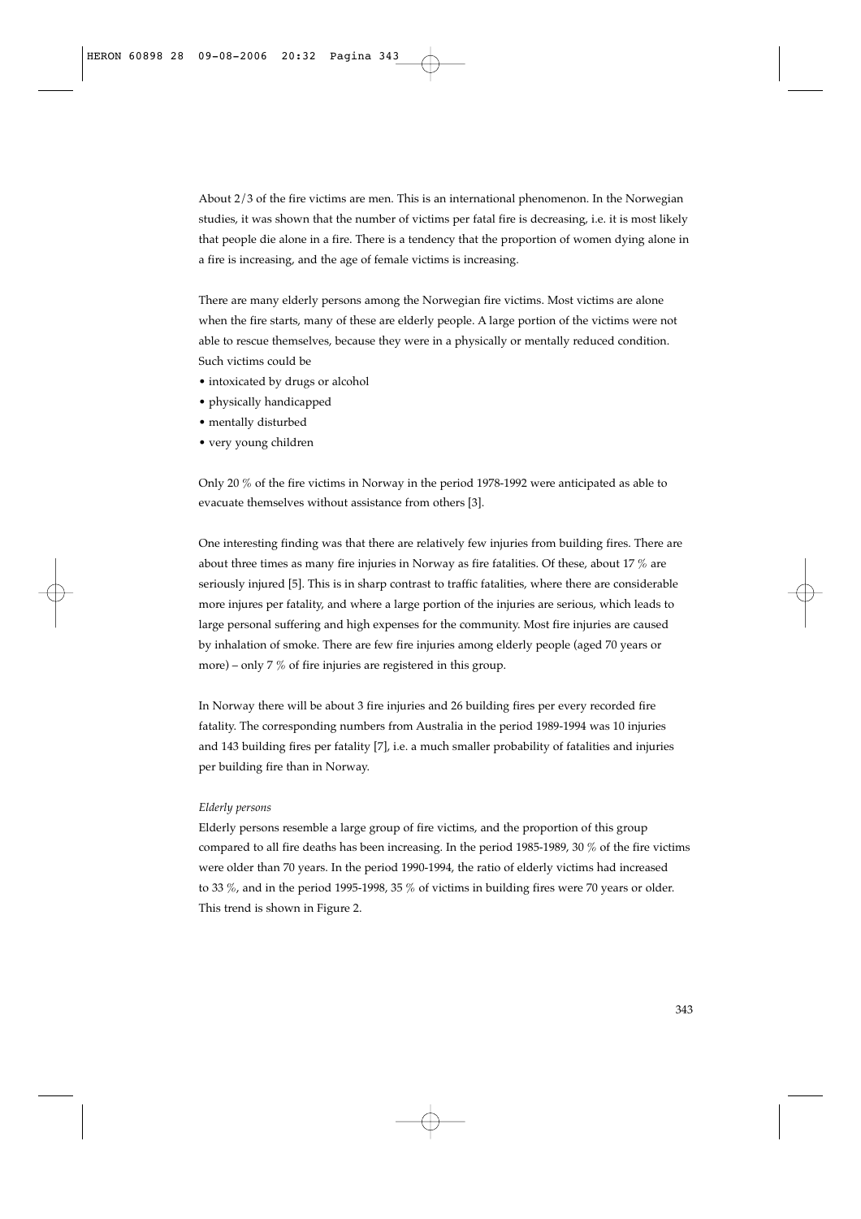About 2/3 of the fire victims are men. This is an international phenomenon. In the Norwegian studies, it was shown that the number of victims per fatal fire is decreasing, i.e. it is most likely that people die alone in a fire. There is a tendency that the proportion of women dying alone in a fire is increasing, and the age of female victims is increasing.

There are many elderly persons among the Norwegian fire victims. Most victims are alone when the fire starts, many of these are elderly people. A large portion of the victims were not able to rescue themselves, because they were in a physically or mentally reduced condition. Such victims could be

- intoxicated by drugs or alcohol
- physically handicapped
- mentally disturbed
- very young children

Only 20 % of the fire victims in Norway in the period 1978-1992 were anticipated as able to evacuate themselves without assistance from others [3].

One interesting finding was that there are relatively few injuries from building fires. There are about three times as many fire injuries in Norway as fire fatalities. Of these, about 17 % are seriously injured [5]. This is in sharp contrast to traffic fatalities, where there are considerable more injures per fatality, and where a large portion of the injuries are serious, which leads to large personal suffering and high expenses for the community. Most fire injuries are caused by inhalation of smoke. There are few fire injuries among elderly people (aged 70 years or more) – only 7 % of fire injuries are registered in this group.

In Norway there will be about 3 fire injuries and 26 building fires per every recorded fire fatality. The corresponding numbers from Australia in the period 1989-1994 was 10 injuries and 143 building fires per fatality [7], i.e. a much smaller probability of fatalities and injuries per building fire than in Norway.

*Elderly persons*

Elderly persons resemble a large group of fire victims, and the proportion of this group compared to all fire deaths has been increasing. In the period 1985-1989, 30 % of the fire victims were older than 70 years. In the period 1990-1994, the ratio of elderly victims had increased to 33 %, and in the period 1995-1998, 35 % of victims in building fires were 70 years or older. This trend is shown in Figure 2.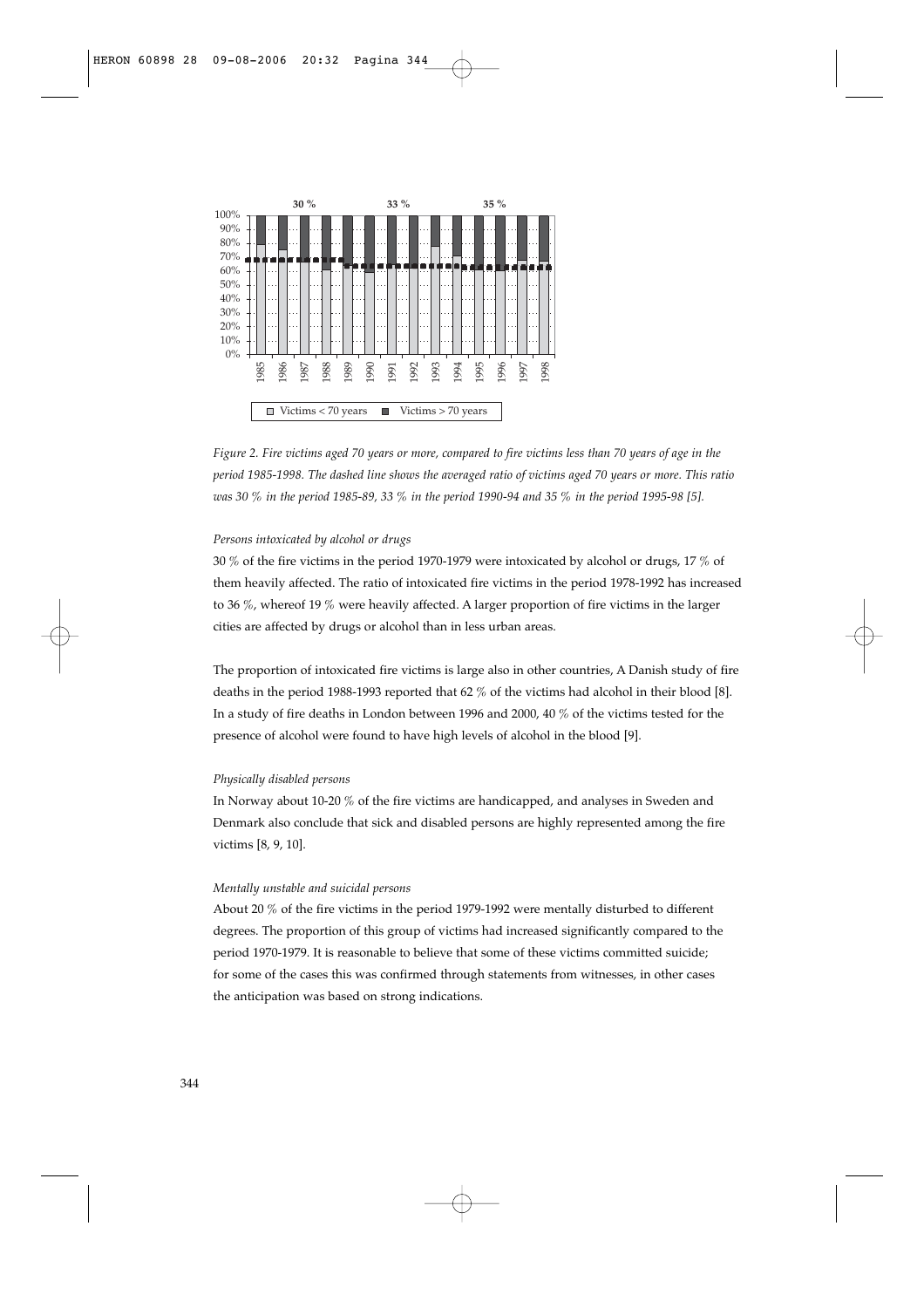*Figure 2. Fire victims aged 70 years or more, compared to fire victims less than 70 years of age in the period 1985-1998. The dashed line shows the averaged ratio of victims aged 70 years or more. This ratio was 30 % in the period 1985-89, 33 % in the period 1990-94 and 35 % in the period 1995-98 [5].*

*Persons intoxicated by alcohol or drugs*

30 % of the fire victims in the period 1970-1979 were intoxicated by alcohol or drugs, 17 % of them heavily affected. The ratio of intoxicated fire victims in the period 1978-1992 has increased to 36 %, whereof 19 % were heavily affected. A larger proportion of fire victims in the larger cities are affected by drugs or alcohol than in less urban areas.

The proportion of intoxicated fire victims is large also in other countries, A Danish study of fire deaths in the period 1988-1993 reported that 62 % of the victims had alcohol in their blood [8]. In a study of fire deaths in London between 1996 and 2000, 40 % of the victims tested for the presence of alcohol were found to have high levels of alcohol in the blood [9].

*Physically disabled persons*

In Norway about 10-20 % of the fire victims are handicapped, and analyses in Sweden and Denmark also conclude that sick and disabled persons are highly represented among the fire victims [8, 9, 10].

*Mentally unstable and suicidal persons*

About 20 % of the fire victims in the period 1979-1992 were mentally disturbed to different degrees. The proportion of this group of victims had increased significantly compared to the period 1970-1979. It is reasonable to believe that some of these victims committed suicide; for some of the cases this was confirmed through statements from witnesses, in other cases the anticipation was based on strong indications.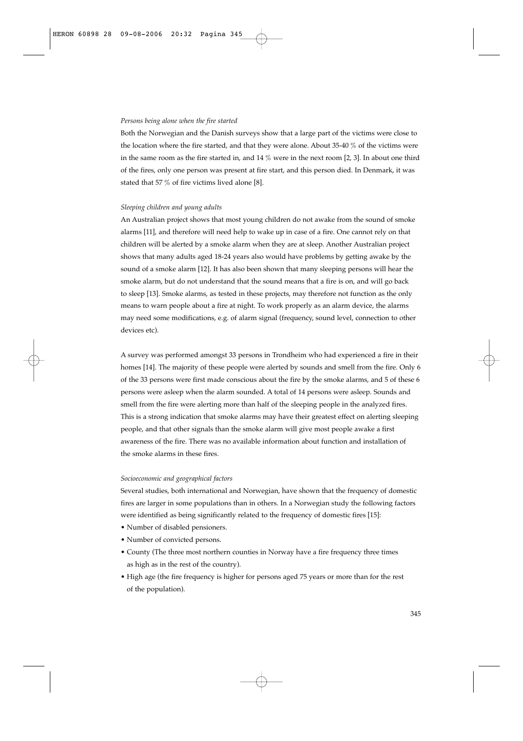*Persons being alone when the fire started*

Both the Norwegian and the Danish surveys show that a large part of the victims were close to the location where the fire started, and that they were alone. About 35-40 % of the victims were in the same room as the fire started in, and 14 % were in the next room [2, 3]. In about one third of the fires, only one person was present at fire start, and this person died. In Denmark, it was stated that 57 % of fire victims lived alone [8].

*Sleeping children and young adults*

An Australian project shows that most young children do not awake from the sound of smoke alarms [11], and therefore will need help to wake up in case of a fire. One cannot rely on that children will be alerted by a smoke alarm when they are at sleep. Another Australian project shows that many adults aged 18-24 years also would have problems by getting awake by the sound of a smoke alarm [12]. It has also been shown that many sleeping persons will hear the smoke alarm, but do not understand that the sound means that a fire is on, and will go back to sleep [13]. Smoke alarms, as tested in these projects, may therefore not function as the only means to warn people about a fire at night. To work properly as an alarm device, the alarms may need some modifications, e.g. of alarm signal (frequency, sound level, connection to other devices etc).

A survey was performed amongst 33 persons in Trondheim who had experienced a fire in their homes [14]. The majority of these people were alerted by sounds and smell from the fire. Only 6 of the 33 persons were first made conscious about the fire by the smoke alarms, and 5 of these 6 persons were asleep when the alarm sounded. A total of 14 persons were asleep. Sounds and smell from the fire were alerting more than half of the sleeping people in the analyzed fires. This is a strong indication that smoke alarms may have their greatest effect on alerting sleeping people, and that other signals than the smoke alarm will give most people awake a first awareness of the fire. There was no available information about function and installation of the smoke alarms in these fires.

*Socioeconomic and geographical factors*

Several studies, both international and Norwegian, have shown that the frequency of domestic fires are larger in some populations than in others. In a Norwegian study the following factors were identified as being significantly related to the frequency of domestic fires [15]:

- Number of disabled pensioners.
- Number of convicted persons.
- County (The three most northern counties in Norway have a fire frequency three times as high as in the rest of the country).
- High age (the fire frequency is higher for persons aged 75 years or more than for the rest of the population).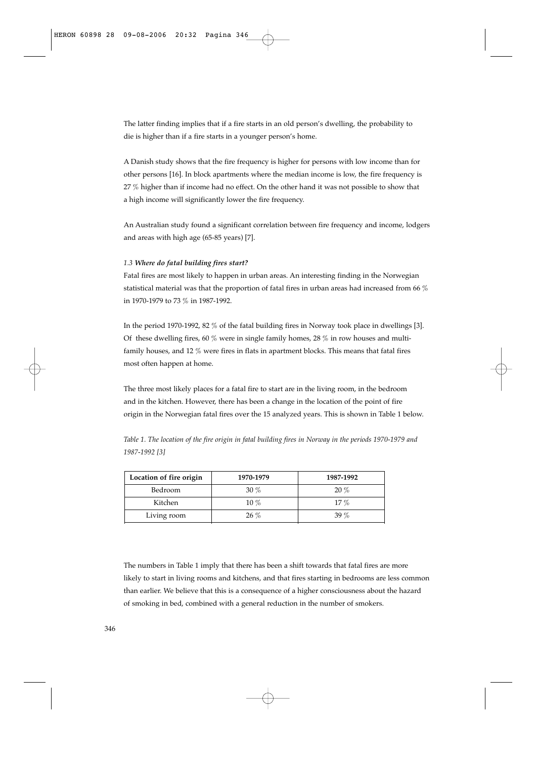The latter finding implies that if a fire starts in an old person's dwelling, the probability to die is higher than if a fire starts in a younger person's home.

A Danish study shows that the fire frequency is higher for persons with low income than for other persons [16]. In block apartments where the median income is low, the fire frequency is 27 % higher than if income had no effect. On the other hand it was not possible to show that a high income will significantly lower the fire frequency.

An Australian study found a significant correlation between fire frequency and income, lodgers and areas with high age (65-85 years) [7].

### *1.3 **Where do fatal building fires start?***

Fatal fires are most likely to happen in urban areas. An interesting finding in the Norwegian statistical material was that the proportion of fatal fires in urban areas had increased from 66 % in 1970-1979 to 73 % in 1987-1992.

In the period 1970-1992, 82 % of the fatal building fires in Norway took place in dwellings [3]. Of these dwelling fires, 60 % were in single family homes, 28 % in row houses and multi-family houses, and 12 % were fires in flats in apartment blocks. This means that fatal fires most often happen at home.

The three most likely places for a fatal fire to start are in the living room, in the bedroom and in the kitchen. However, there has been a change in the location of the point of fire origin in the Norwegian fatal fires over the 15 analyzed years. This is shown in Table 1 below.

*Table 1. The location of the fire origin in fatal building fires in Norway in the periods 1970-1979 and 1987-1992 [3]*

| Location of fire origin | 1970-1979 | 1987-1992 |
|---|---|---|
| Bedroom | 30 % | 20 % |
| Kitchen | 10 % | 17 % |
| Living room | 26 % | 39 % |

The numbers in Table 1 imply that there has been a shift towards that fatal fires are more likely to start in living rooms and kitchens, and that fires starting in bedrooms are less common than earlier. We believe that this is a consequence of a higher consciousness about the hazard of smoking in bed, combined with a general reduction in the number of smokers.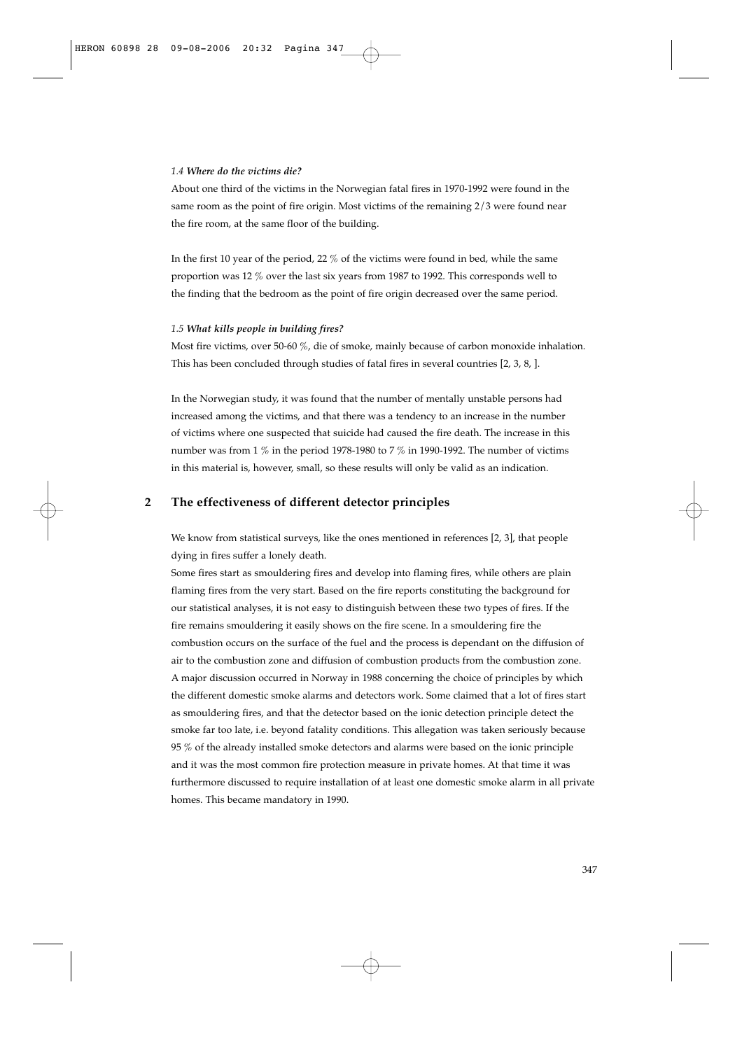### *1.4* ***Where do the victims die?***

About one third of the victims in the Norwegian fatal fires in 1970-1992 were found in the same room as the point of fire origin. Most victims of the remaining 2/3 were found near the fire room, at the same floor of the building.

In the first 10 year of the period, 22 % of the victims were found in bed, while the same proportion was 12 % over the last six years from 1987 to 1992. This corresponds well to the finding that the bedroom as the point of fire origin decreased over the same period.

### *1.5* ***What kills people in building fires?***

Most fire victims, over 50-60 %, die of smoke, mainly because of carbon monoxide inhalation. This has been concluded through studies of fatal fires in several countries [2, 3, 8, ].

In the Norwegian study, it was found that the number of mentally unstable persons had increased among the victims, and that there was a tendency to an increase in the number of victims where one suspected that suicide had caused the fire death. The increase in this number was from 1 % in the period 1978-1980 to 7 % in 1990-1992. The number of victims in this material is, however, small, so these results will only be valid as an indication.

## 2 The effectiveness of different detector principles

We know from statistical surveys, like the ones mentioned in references [2, 3], that people dying in fires suffer a lonely death.

Some fires start as smouldering fires and develop into flaming fires, while others are plain flaming fires from the very start. Based on the fire reports constituting the background for our statistical analyses, it is not easy to distinguish between these two types of fires. If the fire remains smouldering it easily shows on the fire scene. In a smouldering fire the combustion occurs on the surface of the fuel and the process is dependant on the diffusion of air to the combustion zone and diffusion of combustion products from the combustion zone. A major discussion occurred in Norway in 1988 concerning the choice of principles by which the different domestic smoke alarms and detectors work. Some claimed that a lot of fires start as smouldering fires, and that the detector based on the ionic detection principle detect the smoke far too late, i.e. beyond fatality conditions. This allegation was taken seriously because 95 % of the already installed smoke detectors and alarms were based on the ionic principle and it was the most common fire protection measure in private homes. At that time it was furthermore discussed to require installation of at least one domestic smoke alarm in all private homes. This became mandatory in 1990.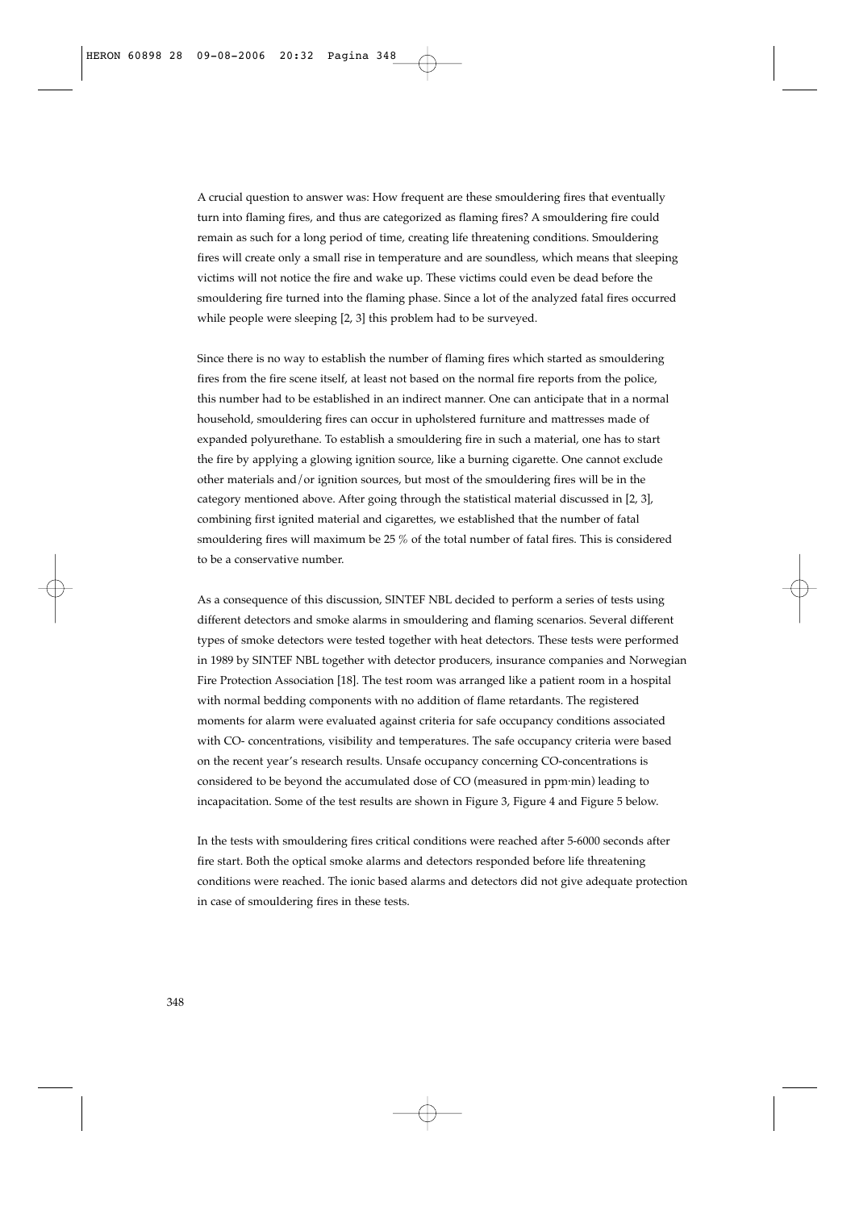A crucial question to answer was: How frequent are these smouldering fires that eventually turn into flaming fires, and thus are categorized as flaming fires? A smouldering fire could remain as such for a long period of time, creating life threatening conditions. Smouldering fires will create only a small rise in temperature and are soundless, which means that sleeping victims will not notice the fire and wake up. These victims could even be dead before the smouldering fire turned into the flaming phase. Since a lot of the analyzed fatal fires occurred while people were sleeping [2, 3] this problem had to be surveyed.

Since there is no way to establish the number of flaming fires which started as smouldering fires from the fire scene itself, at least not based on the normal fire reports from the police, this number had to be established in an indirect manner. One can anticipate that in a normal household, smouldering fires can occur in upholstered furniture and mattresses made of expanded polyurethane. To establish a smouldering fire in such a material, one has to start the fire by applying a glowing ignition source, like a burning cigarette. One cannot exclude other materials and/or ignition sources, but most of the smouldering fires will be in the category mentioned above. After going through the statistical material discussed in [2, 3], combining first ignited material and cigarettes, we established that the number of fatal smouldering fires will maximum be 25 % of the total number of fatal fires. This is considered to be a conservative number.

As a consequence of this discussion, SINTEF NBL decided to perform a series of tests using different detectors and smoke alarms in smouldering and flaming scenarios. Several different types of smoke detectors were tested together with heat detectors. These tests were performed in 1989 by SINTEF NBL together with detector producers, insurance companies and Norwegian Fire Protection Association [18]. The test room was arranged like a patient room in a hospital with normal bedding components with no addition of flame retardants. The registered moments for alarm were evaluated against criteria for safe occupancy conditions associated with CO- concentrations, visibility and temperatures. The safe occupancy criteria were based on the recent year's research results. Unsafe occupancy concerning CO-concentrations is considered to be beyond the accumulated dose of CO (measured in ppm·min) leading to incapacitation. Some of the test results are shown in Figure 3, Figure 4 and Figure 5 below.

In the tests with smouldering fires critical conditions were reached after 5-6000 seconds after fire start. Both the optical smoke alarms and detectors responded before life threatening conditions were reached. The ionic based alarms and detectors did not give adequate protection in case of smouldering fires in these tests.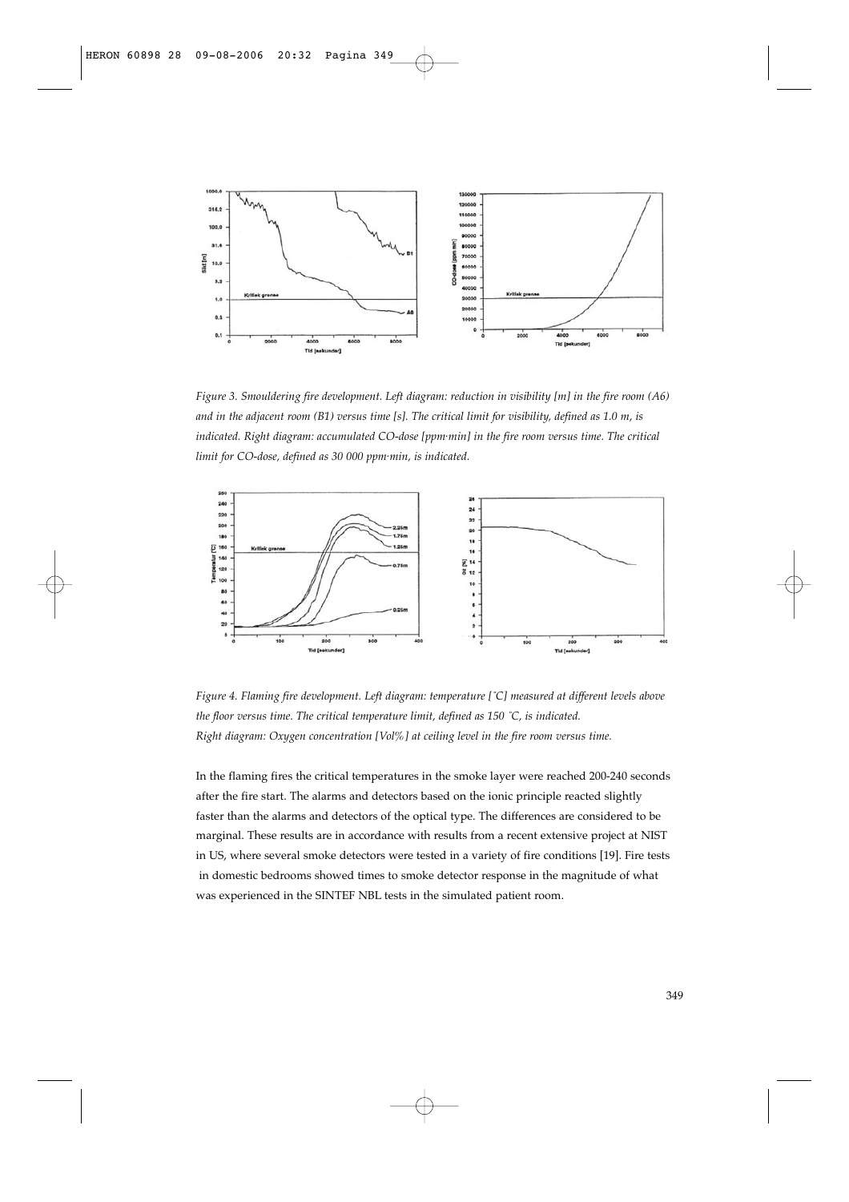*Figure 3. Smouldering fire development. Left diagram: reduction in visibility [m] in the fire room (A6) and in the adjacent room (B1) versus time [s]. The critical limit for visibility, defined as 1.0 m, is indicated. Right diagram: accumulated CO-dose [ppm·min] in the fire room versus time. The critical limit for CO-dose, defined as 30 000 ppm·min, is indicated.*

*Figure 4. Flaming fire development. Left diagram: temperature [˚C] measured at different levels above the floor versus time. The critical temperature limit, defined as 150 ˚C, is indicated. Right diagram: Oxygen concentration [Vol%] at ceiling level in the fire room versus time.*

In the flaming fires the critical temperatures in the smoke layer were reached 200-240 seconds after the fire start. The alarms and detectors based on the ionic principle reacted slightly faster than the alarms and detectors of the optical type. The differences are considered to be marginal. These results are in accordance with results from a recent extensive project at NIST in US, where several smoke detectors were tested in a variety of fire conditions [19]. Fire tests in domestic bedrooms showed times to smoke detector response in the magnitude of what was experienced in the SINTEF NBL tests in the simulated patient room.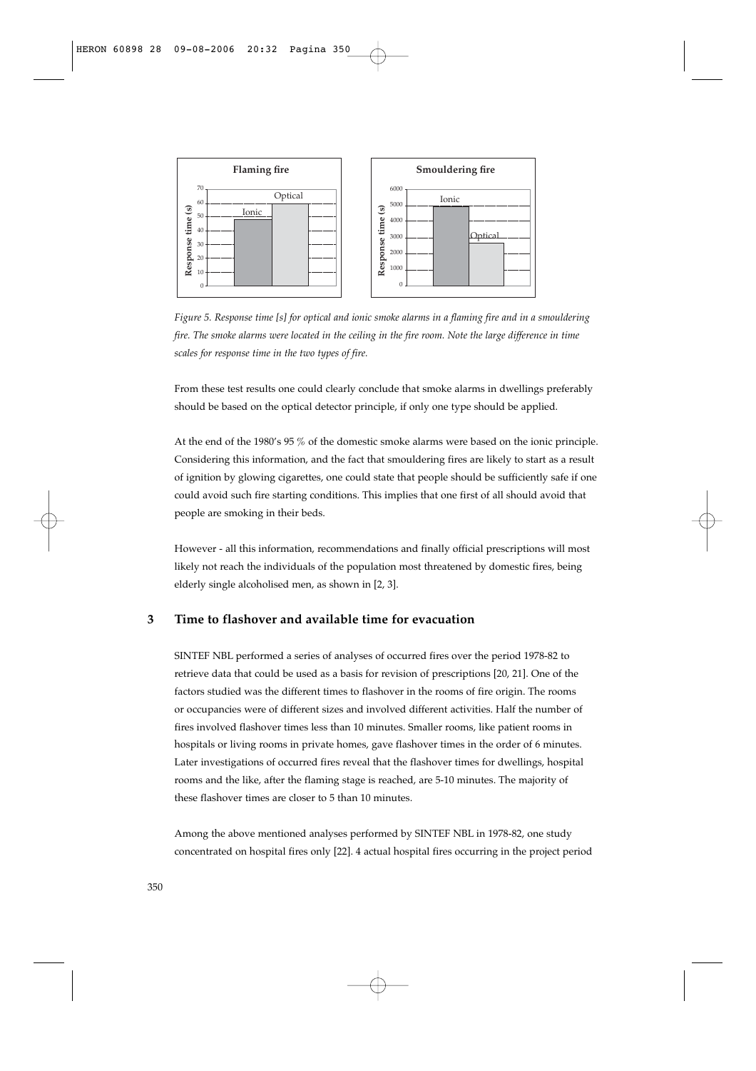Figure 5. Response time [s] for optical and ionic smoke alarms in a flaming fire and in a smouldering fire. The smoke alarms were located in the ceiling in the fire room. Note the large difference in time scales for response time in the two types of fire.

From these test results one could clearly conclude that smoke alarms in dwellings preferably should be based on the optical detector principle, if only one type should be applied.

At the end of the 1980's 95 % of the domestic smoke alarms were based on the ionic principle. Considering this information, and the fact that smouldering fires are likely to start as a result of ignition by glowing cigarettes, one could state that people should be sufficiently safe if one could avoid such fire starting conditions. This implies that one first of all should avoid that people are smoking in their beds.

However - all this information, recommendations and finally official prescriptions will most likely not reach the individuals of the population most threatened by domestic fires, being elderly single alcoholised men, as shown in [2, 3].

## 3 Time to flashover and available time for evacuation

SINTEF NBL performed a series of analyses of occurred fires over the period 1978-82 to retrieve data that could be used as a basis for revision of prescriptions [20, 21]. One of the factors studied was the different times to flashover in the rooms of fire origin. The rooms or occupancies were of different sizes and involved different activities. Half the number of fires involved flashover times less than 10 minutes. Smaller rooms, like patient rooms in hospitals or living rooms in private homes, gave flashover times in the order of 6 minutes. Later investigations of occurred fires reveal that the flashover times for dwellings, hospital rooms and the like, after the flaming stage is reached, are 5-10 minutes. The majority of these flashover times are closer to 5 than 10 minutes.

Among the above mentioned analyses performed by SINTEF NBL in 1978-82, one study concentrated on hospital fires only [22]. 4 actual hospital fires occurring in the project period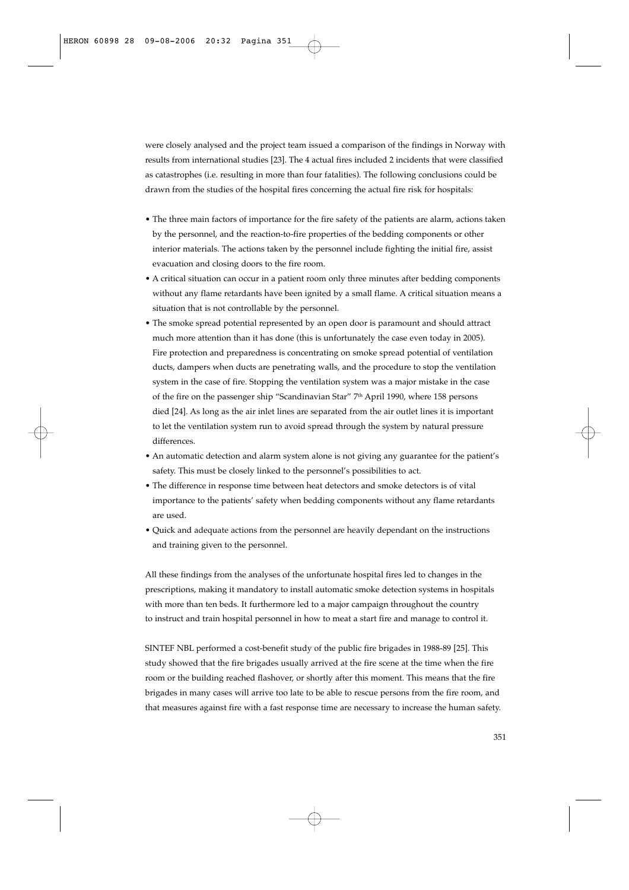were closely analysed and the project team issued a comparison of the findings in Norway with results from international studies [23]. The 4 actual fires included 2 incidents that were classified as catastrophes (i.e. resulting in more than four fatalities). The following conclusions could be drawn from the studies of the hospital fires concerning the actual fire risk for hospitals:

- The three main factors of importance for the fire safety of the patients are alarm, actions taken by the personnel, and the reaction-to-fire properties of the bedding components or other interior materials. The actions taken by the personnel include fighting the initial fire, assist evacuation and closing doors to the fire room.
- A critical situation can occur in a patient room only three minutes after bedding components without any flame retardants have been ignited by a small flame. A critical situation means a situation that is not controllable by the personnel.
- The smoke spread potential represented by an open door is paramount and should attract much more attention than it has done (this is unfortunately the case even today in 2005). Fire protection and preparedness is concentrating on smoke spread potential of ventilation ducts, dampers when ducts are penetrating walls, and the procedure to stop the ventilation system in the case of fire. Stopping the ventilation system was a major mistake in the case of the fire on the passenger ship "Scandinavian Star" 7th April 1990, where 158 persons died [24]. As long as the air inlet lines are separated from the air outlet lines it is important to let the ventilation system run to avoid spread through the system by natural pressure differences.
- An automatic detection and alarm system alone is not giving any guarantee for the patient's safety. This must be closely linked to the personnel's possibilities to act.
- The difference in response time between heat detectors and smoke detectors is of vital importance to the patients' safety when bedding components without any flame retardants are used.
- Quick and adequate actions from the personnel are heavily dependant on the instructions and training given to the personnel.

All these findings from the analyses of the unfortunate hospital fires led to changes in the prescriptions, making it mandatory to install automatic smoke detection systems in hospitals with more than ten beds. It furthermore led to a major campaign throughout the country to instruct and train hospital personnel in how to meat a start fire and manage to control it.

SINTEF NBL performed a cost-benefit study of the public fire brigades in 1988-89 [25]. This study showed that the fire brigades usually arrived at the fire scene at the time when the fire room or the building reached flashover, or shortly after this moment. This means that the fire brigades in many cases will arrive too late to be able to rescue persons from the fire room, and that measures against fire with a fast response time are necessary to increase the human safety.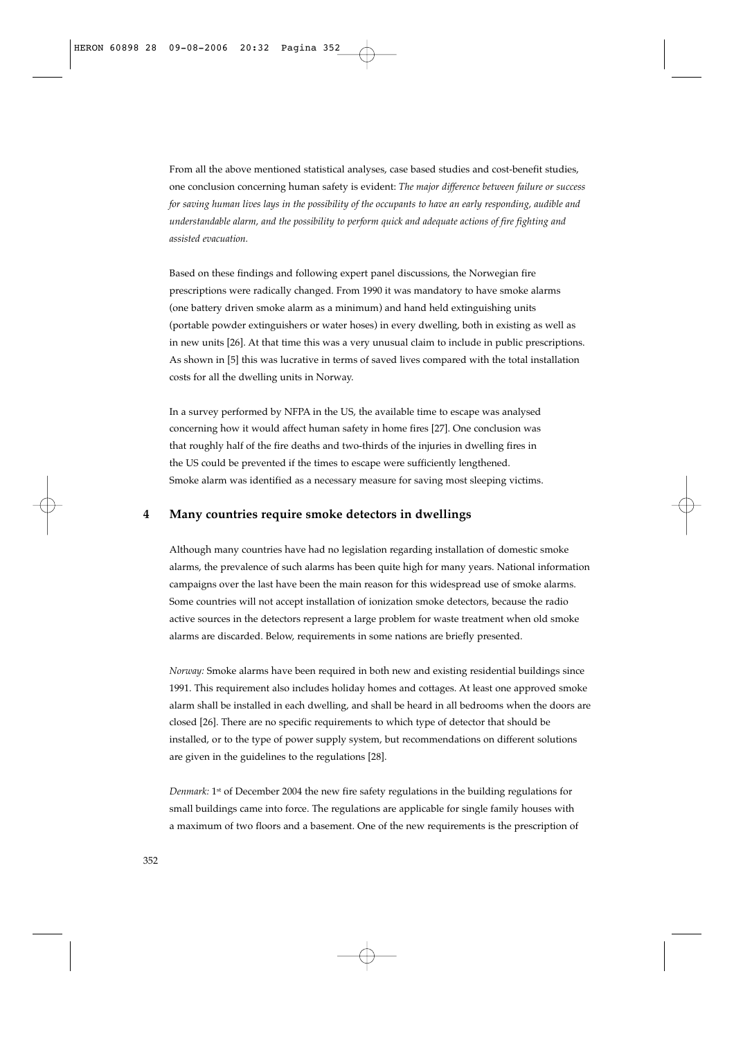From all the above mentioned statistical analyses, case based studies and cost-benefit studies, one conclusion concerning human safety is evident: *The major difference between failure or success for saving human lives lays in the possibility of the occupants to have an early responding, audible and understandable alarm, and the possibility to perform quick and adequate actions of fire fighting and assisted evacuation.*

Based on these findings and following expert panel discussions, the Norwegian fire prescriptions were radically changed. From 1990 it was mandatory to have smoke alarms (one battery driven smoke alarm as a minimum) and hand held extinguishing units (portable powder extinguishers or water hoses) in every dwelling, both in existing as well as in new units [26]. At that time this was a very unusual claim to include in public prescriptions. As shown in [5] this was lucrative in terms of saved lives compared with the total installation costs for all the dwelling units in Norway.

In a survey performed by NFPA in the US, the available time to escape was analysed concerning how it would affect human safety in home fires [27]. One conclusion was that roughly half of the fire deaths and two-thirds of the injuries in dwelling fires in the US could be prevented if the times to escape were sufficiently lengthened. Smoke alarm was identified as a necessary measure for saving most sleeping victims.

## 4 Many countries require smoke detectors in dwellings

Although many countries have had no legislation regarding installation of domestic smoke alarms, the prevalence of such alarms has been quite high for many years. National information campaigns over the last have been the main reason for this widespread use of smoke alarms. Some countries will not accept installation of ionization smoke detectors, because the radio active sources in the detectors represent a large problem for waste treatment when old smoke alarms are discarded. Below, requirements in some nations are briefly presented.

*Norway:* Smoke alarms have been required in both new and existing residential buildings since 1991. This requirement also includes holiday homes and cottages. At least one approved smoke alarm shall be installed in each dwelling, and shall be heard in all bedrooms when the doors are closed [26]. There are no specific requirements to which type of detector that should be installed, or to the type of power supply system, but recommendations on different solutions are given in the guidelines to the regulations [28].

*Denmark:* 1st of December 2004 the new fire safety regulations in the building regulations for small buildings came into force. The regulations are applicable for single family houses with a maximum of two floors and a basement. One of the new requirements is the prescription of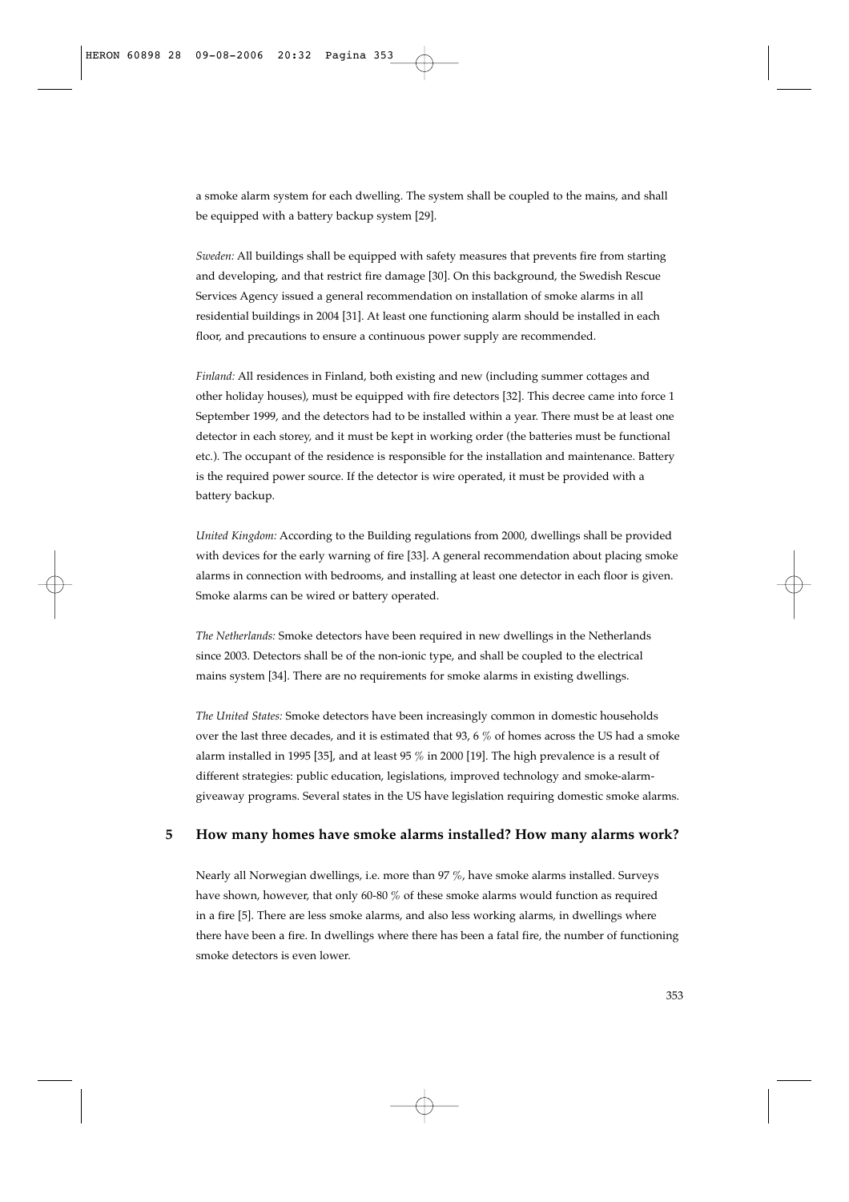a smoke alarm system for each dwelling. The system shall be coupled to the mains, and shall be equipped with a battery backup system [29].

*Sweden:* All buildings shall be equipped with safety measures that prevents fire from starting and developing, and that restrict fire damage [30]. On this background, the Swedish Rescue Services Agency issued a general recommendation on installation of smoke alarms in all residential buildings in 2004 [31]. At least one functioning alarm should be installed in each floor, and precautions to ensure a continuous power supply are recommended.

*Finland:* All residences in Finland, both existing and new (including summer cottages and other holiday houses), must be equipped with fire detectors [32]. This decree came into force 1 September 1999, and the detectors had to be installed within a year. There must be at least one detector in each storey, and it must be kept in working order (the batteries must be functional etc.). The occupant of the residence is responsible for the installation and maintenance. Battery is the required power source. If the detector is wire operated, it must be provided with a battery backup.

*United Kingdom:* According to the Building regulations from 2000, dwellings shall be provided with devices for the early warning of fire [33]. A general recommendation about placing smoke alarms in connection with bedrooms, and installing at least one detector in each floor is given. Smoke alarms can be wired or battery operated.

*The Netherlands:* Smoke detectors have been required in new dwellings in the Netherlands since 2003. Detectors shall be of the non-ionic type, and shall be coupled to the electrical mains system [34]. There are no requirements for smoke alarms in existing dwellings.

*The United States:* Smoke detectors have been increasingly common in domestic households over the last three decades, and it is estimated that 93, 6 % of homes across the US had a smoke alarm installed in 1995 [35], and at least 95 % in 2000 [19]. The high prevalence is a result of different strategies: public education, legislations, improved technology and smoke-alarm-giveaway programs. Several states in the US have legislation requiring domestic smoke alarms.

## 5 How many homes have smoke alarms installed? How many alarms work?

Nearly all Norwegian dwellings, i.e. more than 97 %, have smoke alarms installed. Surveys have shown, however, that only 60-80 % of these smoke alarms would function as required in a fire [5]. There are less smoke alarms, and also less working alarms, in dwellings where there have been a fire. In dwellings where there has been a fatal fire, the number of functioning smoke detectors is even lower.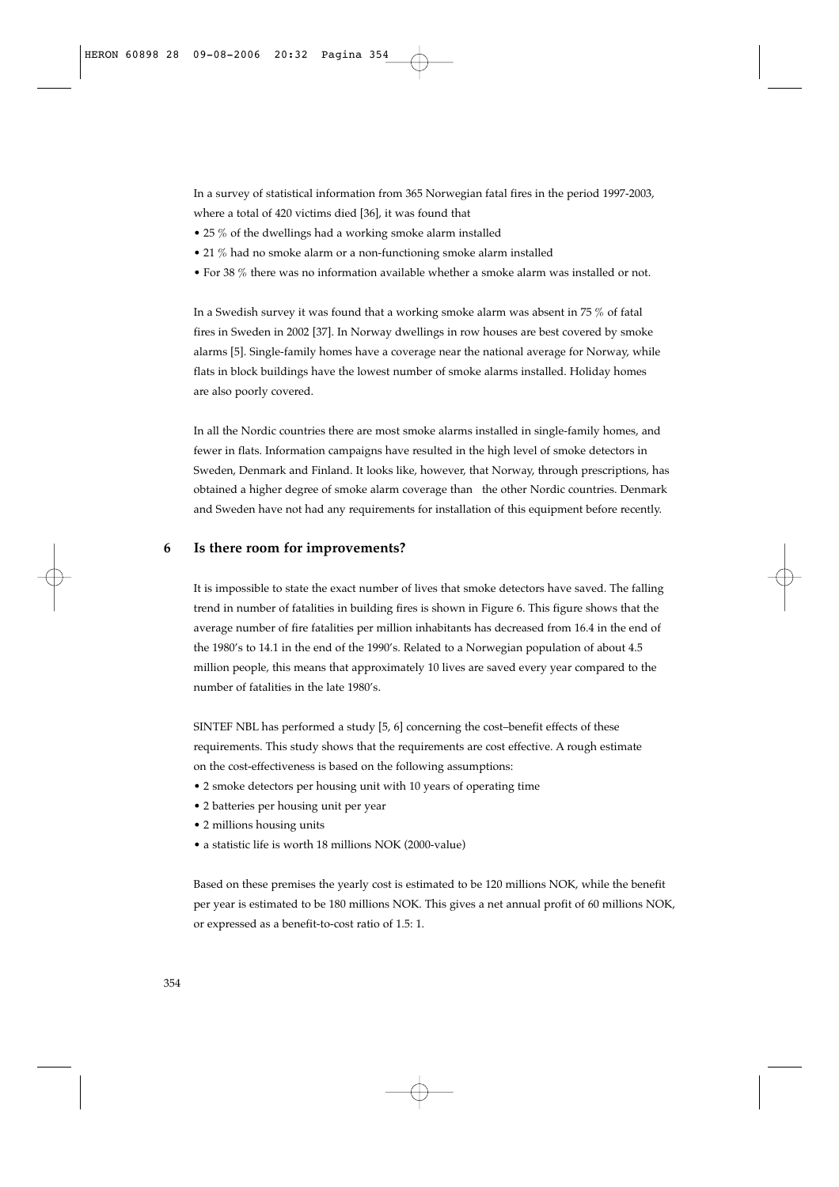In a survey of statistical information from 365 Norwegian fatal fires in the period 1997-2003, where a total of 420 victims died [36], it was found that

- 25 % of the dwellings had a working smoke alarm installed
- 21 % had no smoke alarm or a non-functioning smoke alarm installed
- For 38 % there was no information available whether a smoke alarm was installed or not.

In a Swedish survey it was found that a working smoke alarm was absent in 75 % of fatal fires in Sweden in 2002 [37]. In Norway dwellings in row houses are best covered by smoke alarms [5]. Single-family homes have a coverage near the national average for Norway, while flats in block buildings have the lowest number of smoke alarms installed. Holiday homes are also poorly covered.

In all the Nordic countries there are most smoke alarms installed in single-family homes, and fewer in flats. Information campaigns have resulted in the high level of smoke detectors in Sweden, Denmark and Finland. It looks like, however, that Norway, through prescriptions, has obtained a higher degree of smoke alarm coverage than the other Nordic countries. Denmark and Sweden have not had any requirements for installation of this equipment before recently.

## 6 Is there room for improvements?

It is impossible to state the exact number of lives that smoke detectors have saved. The falling trend in number of fatalities in building fires is shown in Figure 6. This figure shows that the average number of fire fatalities per million inhabitants has decreased from 16.4 in the end of the 1980's to 14.1 in the end of the 1990's. Related to a Norwegian population of about 4.5 million people, this means that approximately 10 lives are saved every year compared to the number of fatalities in the late 1980's.

SINTEF NBL has performed a study [5, 6] concerning the cost–benefit effects of these requirements. This study shows that the requirements are cost effective. A rough estimate on the cost-effectiveness is based on the following assumptions:

- 2 smoke detectors per housing unit with 10 years of operating time
- 2 batteries per housing unit per year
- 2 millions housing units
- a statistic life is worth 18 millions NOK (2000-value)

Based on these premises the yearly cost is estimated to be 120 millions NOK, while the benefit per year is estimated to be 180 millions NOK. This gives a net annual profit of 60 millions NOK, or expressed as a benefit-to-cost ratio of 1.5: 1.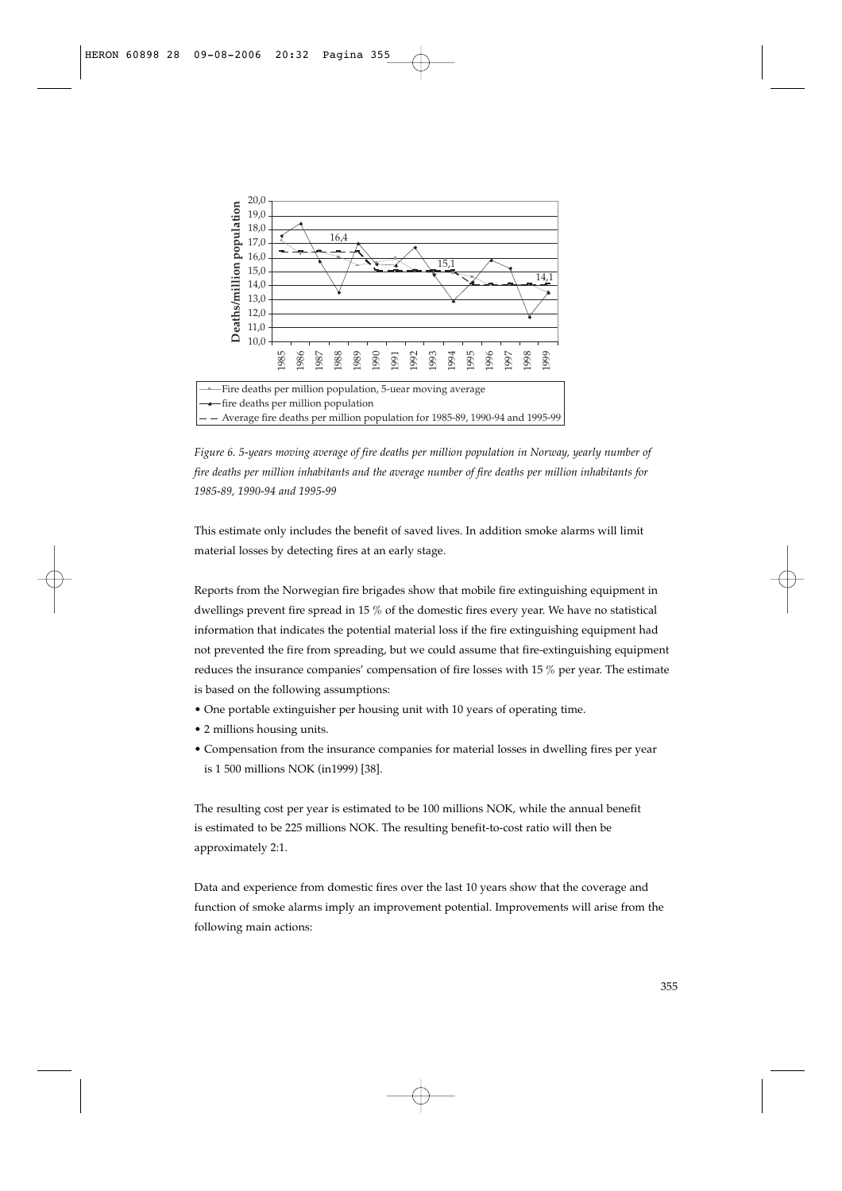*Figure 6. 5-years moving average of fire deaths per million population in Norway, yearly number of fire deaths per million inhabitants and the average number of fire deaths per million inhabitants for 1985-89, 1990-94 and 1995-99*

This estimate only includes the benefit of saved lives. In addition smoke alarms will limit material losses by detecting fires at an early stage.

Reports from the Norwegian fire brigades show that mobile fire extinguishing equipment in dwellings prevent fire spread in 15 % of the domestic fires every year. We have no statistical information that indicates the potential material loss if the fire extinguishing equipment had not prevented the fire from spreading, but we could assume that fire-extinguishing equipment reduces the insurance companies' compensation of fire losses with 15 % per year. The estimate is based on the following assumptions:

- One portable extinguisher per housing unit with 10 years of operating time.
- 2 millions housing units.
- Compensation from the insurance companies for material losses in dwelling fires per year is 1 500 millions NOK (in1999) [38].

The resulting cost per year is estimated to be 100 millions NOK, while the annual benefit is estimated to be 225 millions NOK. The resulting benefit-to-cost ratio will then be approximately 2:1.

Data and experience from domestic fires over the last 10 years show that the coverage and function of smoke alarms imply an improvement potential. Improvements will arise from the following main actions: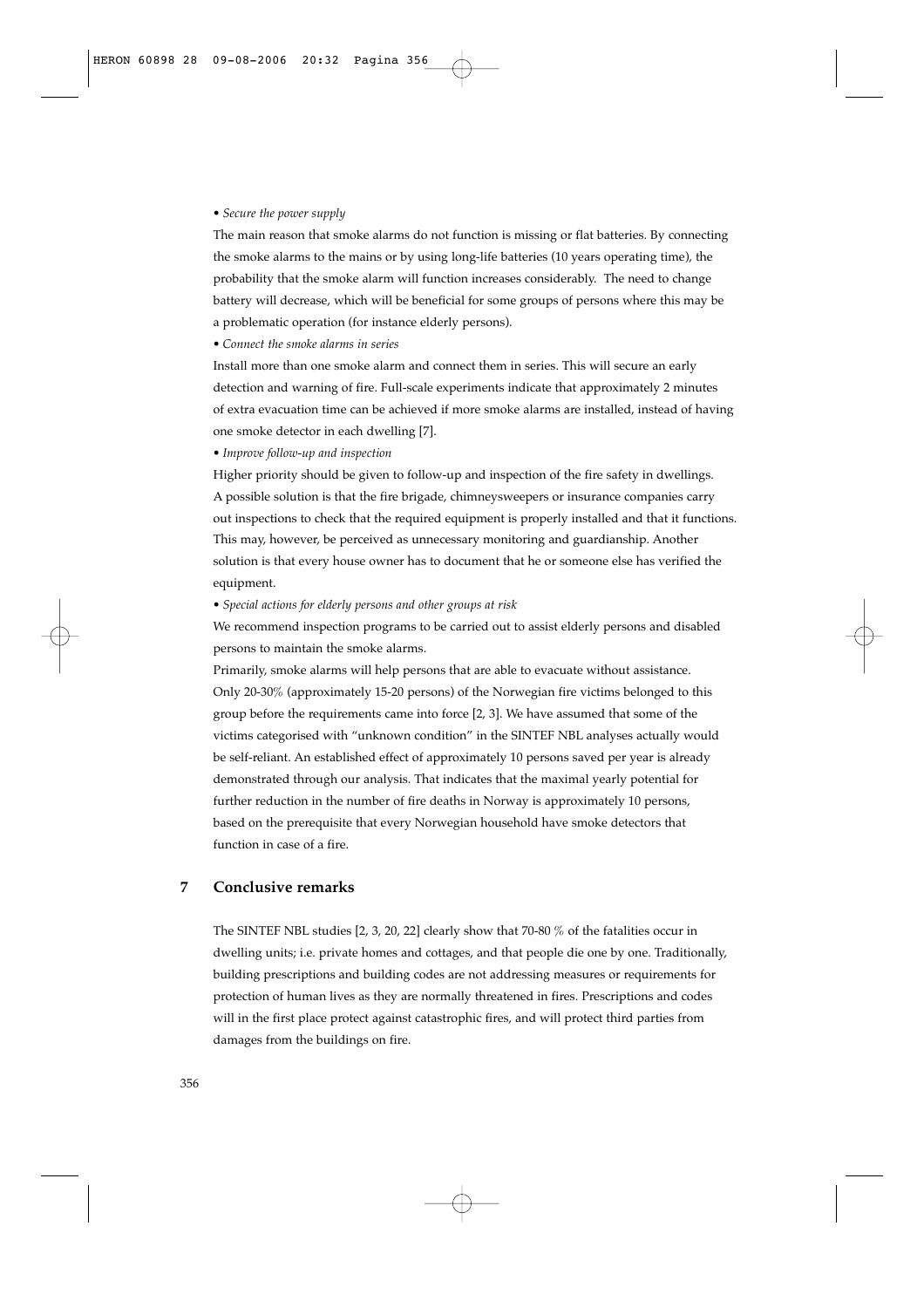• *Secure the power supply*

The main reason that smoke alarms do not function is missing or flat batteries. By connecting the smoke alarms to the mains or by using long-life batteries (10 years operating time), the probability that the smoke alarm will function increases considerably. The need to change battery will decrease, which will be beneficial for some groups of persons where this may be a problematic operation (for instance elderly persons).

• *Connect the smoke alarms in series*

Install more than one smoke alarm and connect them in series. This will secure an early detection and warning of fire. Full-scale experiments indicate that approximately 2 minutes of extra evacuation time can be achieved if more smoke alarms are installed, instead of having one smoke detector in each dwelling [7].

• *Improve follow-up and inspection*

Higher priority should be given to follow-up and inspection of the fire safety in dwellings. A possible solution is that the fire brigade, chimneysweepers or insurance companies carry out inspections to check that the required equipment is properly installed and that it functions. This may, however, be perceived as unnecessary monitoring and guardianship. Another solution is that every house owner has to document that he or someone else has verified the equipment.

• *Special actions for elderly persons and other groups at risk*

We recommend inspection programs to be carried out to assist elderly persons and disabled persons to maintain the smoke alarms.

Primarily, smoke alarms will help persons that are able to evacuate without assistance. Only 20-30% (approximately 15-20 persons) of the Norwegian fire victims belonged to this group before the requirements came into force [2, 3]. We have assumed that some of the victims categorised with "unknown condition" in the SINTEF NBL analyses actually would be self-reliant. An established effect of approximately 10 persons saved per year is already demonstrated through our analysis. That indicates that the maximal yearly potential for further reduction in the number of fire deaths in Norway is approximately 10 persons, based on the prerequisite that every Norwegian household have smoke detectors that function in case of a fire.

## 7 Conclusive remarks

The SINTEF NBL studies [2, 3, 20, 22] clearly show that 70-80 % of the fatalities occur in dwelling units; i.e. private homes and cottages, and that people die one by one. Traditionally, building prescriptions and building codes are not addressing measures or requirements for protection of human lives as they are normally threatened in fires. Prescriptions and codes will in the first place protect against catastrophic fires, and will protect third parties from damages from the buildings on fire.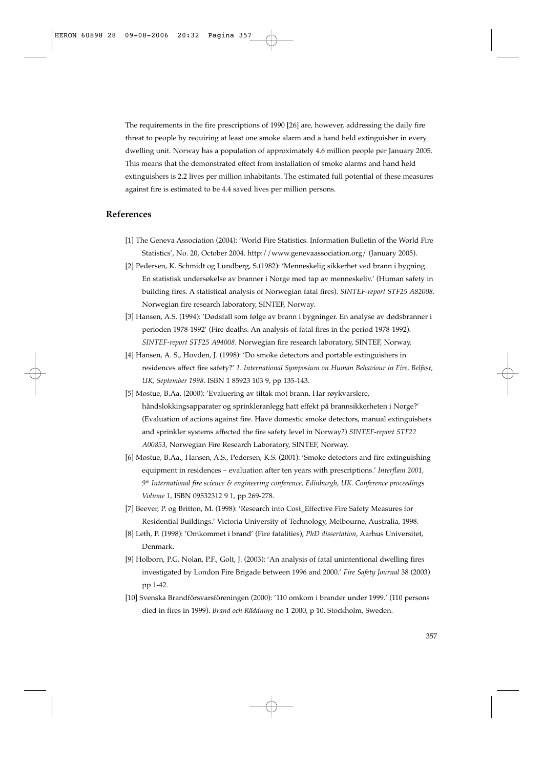The requirements in the fire prescriptions of 1990 [26] are, however, addressing the daily fire threat to people by requiring at least one smoke alarm and a hand held extinguisher in every dwelling unit. Norway has a population of approximately 4.6 million people per January 2005. This means that the demonstrated effect from installation of smoke alarms and hand held extinguishers is 2.2 lives per million inhabitants. The estimated full potential of these measures against fire is estimated to be 4.4 saved lives per million persons.

## References

[1] The Geneva Association (2004): 'World Fire Statistics. Information Bulletin of the World Fire Statistics', No. 20, October 2004. http://www.genevaassociation.org/ (January 2005).

[2] Pedersen, K. Schmidt og Lundberg, S.(1982): 'Menneskelig sikkerhet ved brann i bygning. En statistisk undersøkelse av branner i Norge med tap av menneskeliv.' (Human safety in building fires. A statistical analysis of Norwegian fatal fires). *SINTEF-report STF25 A82008*. Norwegian fire research laboratory, SINTEF, Norway.

[3] Hansen, A.S. (1994): 'Dødsfall som følge av brann i bygninger. En analyse av dødsbranner i perioden 1978-1992' (Fire deaths. An analysis of fatal fires in the period 1978-1992). *SINTEF-report STF25 A94008*. Norwegian fire research laboratory, SINTEF, Norway.

[4] Hansen, A. S., Hovden, J. (1998): 'Do smoke detectors and portable extinguishers in residences affect fire safety?' *1. International Symposium on Human Behaviour in Fire, Belfast, UK, September 1998*. ISBN 1 85923 103 9, pp 135-143.

[5] Mostue, B.Aa. (2000): 'Evaluering av tiltak mot brann. Har røykvarslere, håndslokkingsapparater og sprinkleranlegg hatt effekt på brannsikkerheten i Norge?' (Evaluation of actions against fire. Have domestic smoke detectors, manual extinguishers and sprinkler systems affected the fire safety level in Norway?) *SINTEF-report STF22 A00853*, Norwegian Fire Research Laboratory, SINTEF, Norway.

[6] Mostue, B.Aa., Hansen, A.S., Pedersen, K.S. (2001): 'Smoke detectors and fire extinguishing equipment in residences – evaluation after ten years with prescriptions.' *Interflam 2001, 9th International fire science & engineering conference, Edinburgh, UK. Conference proceedings Volume 1*, ISBN 09532312 9 1, pp 269-278.

[7] Beever, P. og Britton, M. (1998): 'Research into Cost_Effective Fire Safety Measures for Residential Buildings.' Victoria University of Technology, Melbourne, Australia, 1998.

[8] Leth, P. (1998): 'Omkommet i brand' (Fire fatalities), *PhD dissertation*, Aarhus Universitet, Denmark.

[9] Holborn, P.G. Nolan, P.F., Golt, J. (2003): 'An analysis of fatal unintentional dwelling fires investigated by London Fire Brigade between 1996 and 2000.' *Fire Safety Journal* 38 (2003) pp 1-42.

[10] Svenska Brandförsvarsföreningen (2000): '110 omkom i brander under 1999.' (110 persons died in fires in 1999). *Brand och Räddning* no 1 2000, p 10. Stockholm, Sweden.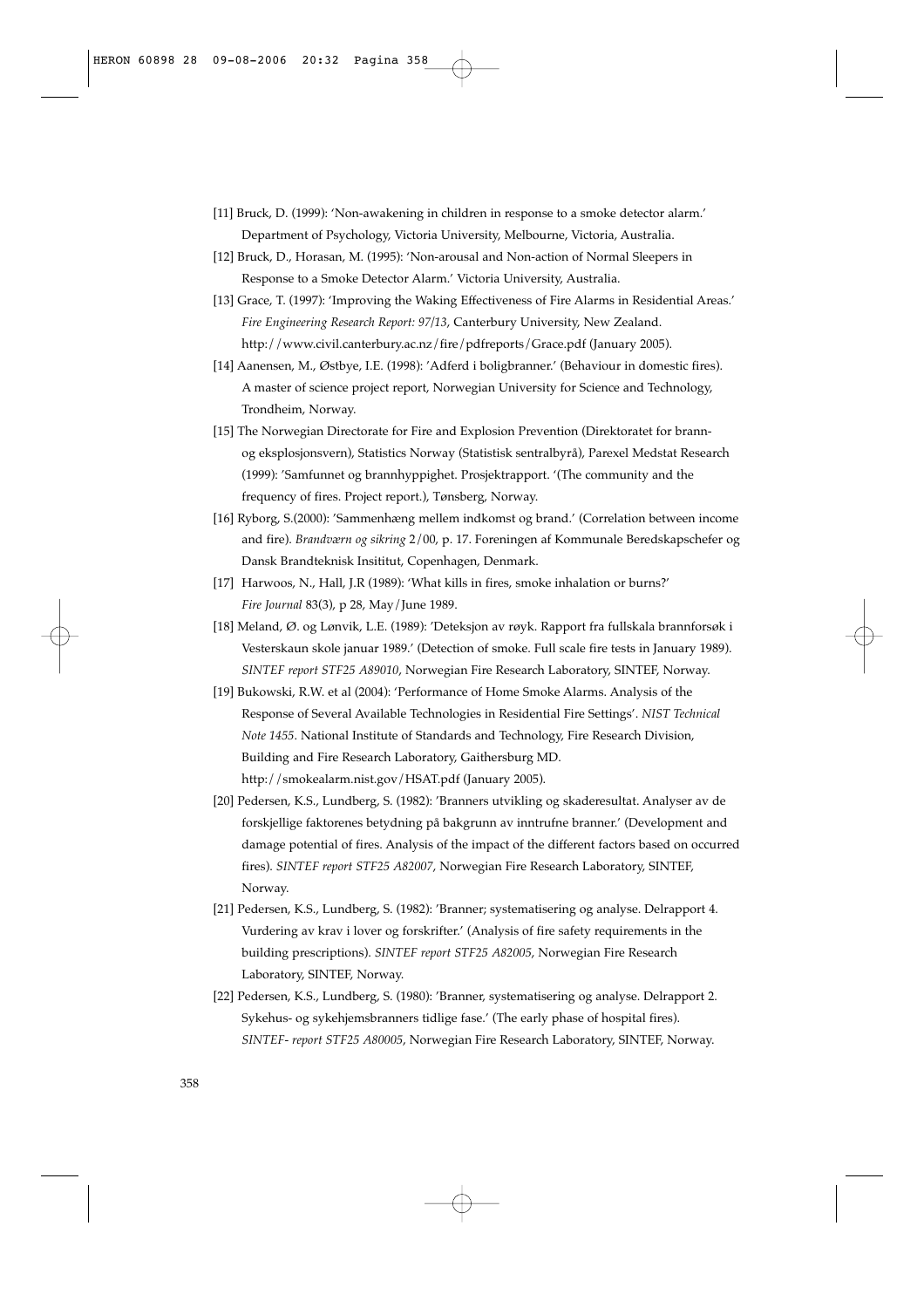[11] Bruck, D. (1999): 'Non-awakening in children in response to a smoke detector alarm.' Department of Psychology, Victoria University, Melbourne, Victoria, Australia.

[12] Bruck, D., Horasan, M. (1995): 'Non-arousal and Non-action of Normal Sleepers in Response to a Smoke Detector Alarm.' Victoria University, Australia.

[13] Grace, T. (1997): 'Improving the Waking Effectiveness of Fire Alarms in Residential Areas.' *Fire Engineering Research Report: 97/13*, Canterbury University, New Zealand. http://www.civil.canterbury.ac.nz/fire/pdfreports/Grace.pdf (January 2005).

[14] Aanensen, M., Østbye, I.E. (1998): 'Adferd i boligbranner.' (Behaviour in domestic fires). A master of science project report, Norwegian University for Science and Technology, Trondheim, Norway.

[15] The Norwegian Directorate for Fire and Explosion Prevention (Direktoratet for brann- og eksplosjonsvern), Statistics Norway (Statistisk sentralbyrå), Parexel Medstat Research (1999): 'Samfunnet og brannhyppighet. Prosjektrapport. '(The community and the frequency of fires. Project report.), Tønsberg, Norway.

[16] Ryborg, S.(2000): 'Sammenhæng mellem indkomst og brand.' (Correlation between income and fire). *Brandværn og sikring* 2/00, p. 17. Foreningen af Kommunale Beredskapschefer og Dansk Brandteknisk Insititut, Copenhagen, Denmark.

[17] Harwoos, N., Hall, J.R (1989): 'What kills in fires, smoke inhalation or burns?' *Fire Journal* 83(3), p 28, May/June 1989.

[18] Meland, Ø. og Lønvik, L.E. (1989): 'Deteksjon av røyk. Rapport fra fullskala brannforsøk i Vesterskaun skole januar 1989.' (Detection of smoke. Full scale fire tests in January 1989). *SINTEF report STF25 A89010*, Norwegian Fire Research Laboratory, SINTEF, Norway.

[19] Bukowski, R.W. et al (2004): 'Performance of Home Smoke Alarms. Analysis of the Response of Several Available Technologies in Residential Fire Settings'. *NIST Technical Note 1455*. National Institute of Standards and Technology, Fire Research Division, Building and Fire Research Laboratory, Gaithersburg MD. http://smokealarm.nist.gov/HSAT.pdf (January 2005).

[20] Pedersen, K.S., Lundberg, S. (1982): 'Branners utvikling og skaderesultat. Analyser av de forskjellige faktorenes betydning på bakgrunn av inntrufne branner.' (Development and damage potential of fires. Analysis of the impact of the different factors based on occurred fires). *SINTEF report STF25 A82007*, Norwegian Fire Research Laboratory, SINTEF, Norway.

[21] Pedersen, K.S., Lundberg, S. (1982): 'Branner; systematisering og analyse. Delrapport 4. Vurdering av krav i lover og forskrifter.' (Analysis of fire safety requirements in the building prescriptions). *SINTEF report STF25 A82005*, Norwegian Fire Research Laboratory, SINTEF, Norway.

[22] Pedersen, K.S., Lundberg, S. (1980): 'Branner, systematisering og analyse. Delrapport 2. Sykehus- og sykehjemsbranners tidlige fase.' (The early phase of hospital fires). *SINTEF- report STF25 A80005*, Norwegian Fire Research Laboratory, SINTEF, Norway.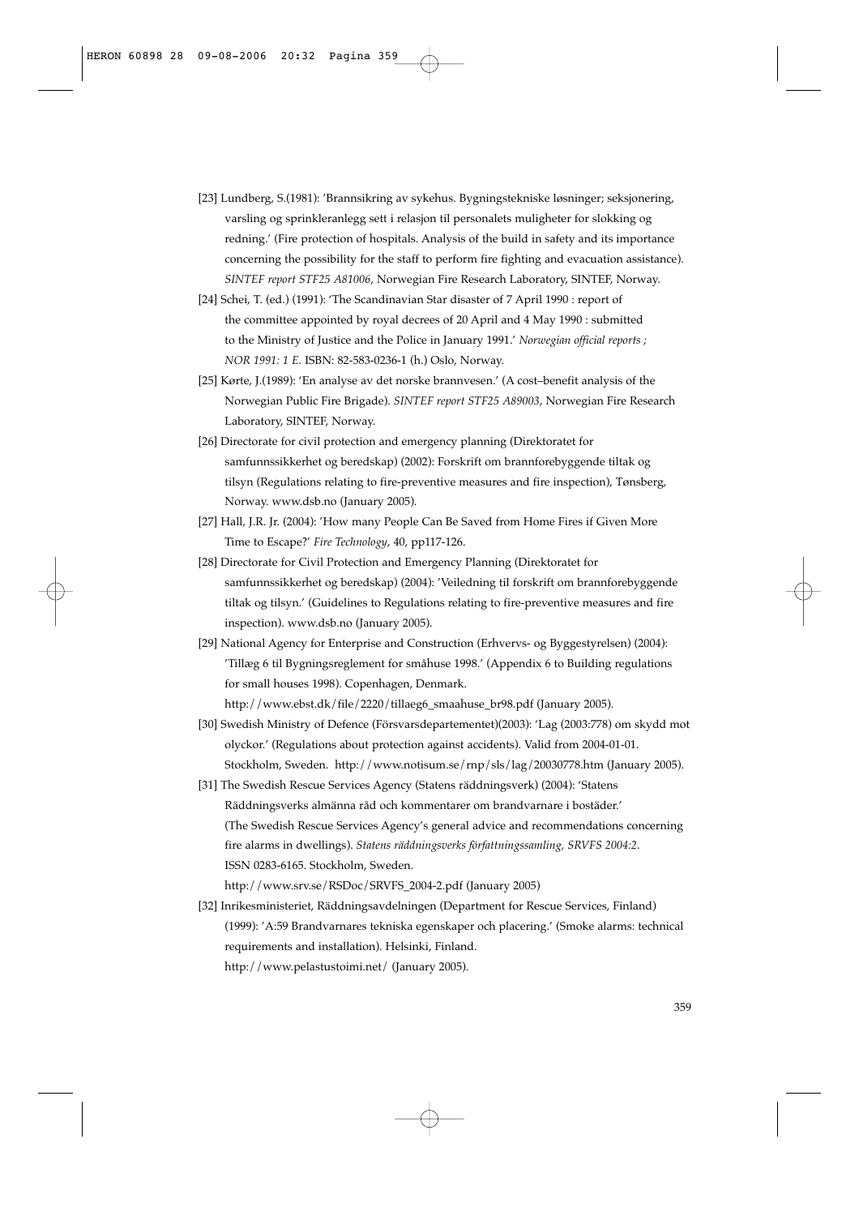[23] Lundberg, S.(1981): 'Brannsikring av sykehus. Bygningstekniske løsninger; seksjonering, varsling og sprinkleranlegg sett i relasjon til personalets muligheter for slokking og redning.' (Fire protection of hospitals. Analysis of the build in safety and its importance concerning the possibility for the staff to perform fire fighting and evacuation assistance). *SINTEF report STF25 A81006*, Norwegian Fire Research Laboratory, SINTEF, Norway.

[24] Schei, T. (ed.) (1991): 'The Scandinavian Star disaster of 7 April 1990 : report of the committee appointed by royal decrees of 20 April and 4 May 1990 : submitted to the Ministry of Justice and the Police in January 1991.' *Norwegian official reports ; NOR 1991: 1 E.* ISBN: 82-583-0236-1 (h.) Oslo, Norway.

[25] Kørte, J.(1989): 'En analyse av det norske brannvesen.' (A cost–benefit analysis of the Norwegian Public Fire Brigade). *SINTEF report STF25 A89003*, Norwegian Fire Research Laboratory, SINTEF, Norway.

[26] Directorate for civil protection and emergency planning (Direktoratet for samfunnssikkerhet og beredskap) (2002): Forskrift om brannforebyggende tiltak og tilsyn (Regulations relating to fire-preventive measures and fire inspection), Tønsberg, Norway. www.dsb.no (January 2005).

[27] Hall, J.R. Jr. (2004): 'How many People Can Be Saved from Home Fires if Given More Time to Escape?' *Fire Technology*, 40, pp117-126.

[28] Directorate for Civil Protection and Emergency Planning (Direktoratet for samfunnssikkerhet og beredskap) (2004): 'Veiledning til forskrift om brannforebyggende tiltak og tilsyn.' (Guidelines to Regulations relating to fire-preventive measures and fire inspection). www.dsb.no (January 2005).

[29] National Agency for Enterprise and Construction (Erhvervs- og Byggestyrelsen) (2004): 'Tillæg 6 til Bygningsreglement for småhuse 1998.' (Appendix 6 to Building regulations for small houses 1998). Copenhagen, Denmark. http://www.ebst.dk/file/2220/tillaeg6_smaahuse_br98.pdf (January 2005).

[30] Swedish Ministry of Defence (Försvarsdepartementet)(2003): 'Lag (2003:778) om skydd mot olyckor.' (Regulations about protection against accidents). Valid from 2004-01-01. Stockholm, Sweden. http://www.notisum.se/rnp/sls/lag/20030778.htm (January 2005).

[31] The Swedish Rescue Services Agency (Statens räddningsverk) (2004): 'Statens Räddningsverks almänna råd och kommentarer om brandvarnare i bostäder.' (The Swedish Rescue Services Agency's general advice and recommendations concerning fire alarms in dwellings). *Statens räddningsverks författningssamling, SRVFS 2004:2*. ISSN 0283-6165. Stockholm, Sweden. http://www.srv.se/RSDoc/SRVFS_2004-2.pdf (January 2005)

[32] Inrikesministeriet, Räddningsavdelningen (Department for Rescue Services, Finland) (1999): 'A:59 Brandvarnares tekniska egenskaper och placering.' (Smoke alarms: technical requirements and installation). Helsinki, Finland. http://www.pelastustoimi.net/ (January 2005).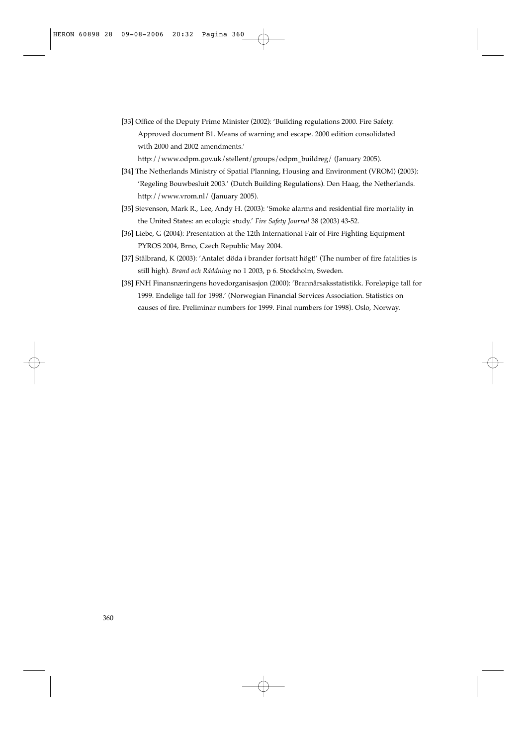[33] Office of the Deputy Prime Minister (2002): 'Building regulations 2000. Fire Safety. Approved document B1. Means of warning and escape. 2000 edition consolidated with 2000 and 2002 amendments.' http://www.odpm.gov.uk/stellent/groups/odpm_buildreg/ (January 2005).

[34] The Netherlands Ministry of Spatial Planning, Housing and Environment (VROM) (2003): 'Regeling Bouwbesluit 2003.' (Dutch Building Regulations). Den Haag, the Netherlands. http://www.vrom.nl/ (January 2005).

[35] Stevenson, Mark R., Lee, Andy H. (2003): 'Smoke alarms and residential fire mortality in the United States: an ecologic study.' *Fire Safety Journal* 38 (2003) 43-52.

[36] Liebe, G (2004): Presentation at the 12th International Fair of Fire Fighting Equipment PYROS 2004, Brno, Czech Republic May 2004.

[37] Stålbrand, K (2003): 'Antalet döda i brander fortsatt högt!' (The number of fire fatalities is still high). *Brand och Räddning* no 1 2003, p 6. Stockholm, Sweden.

[38] FNH Finansnæringens hovedorganisasjon (2000): 'Brannårsaksstatistikk. Foreløpige tall for 1999. Endelige tall for 1998.' (Norwegian Financial Services Association. Statistics on causes of fire. Preliminar numbers for 1999. Final numbers for 1998). Oslo, Norway.